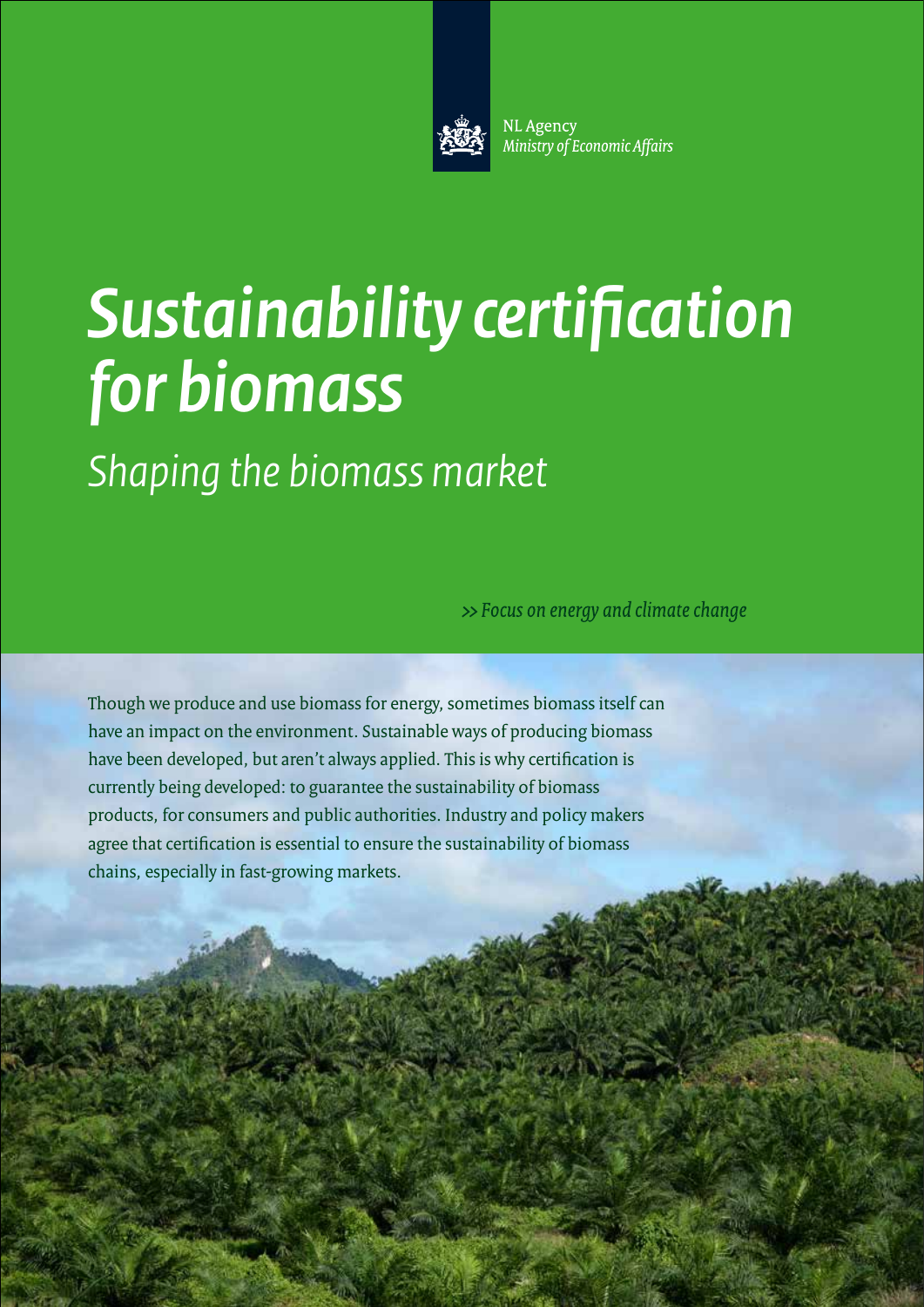NL Agency
*Ministry of Economic Affairs*

# *Sustainability certification for biomass*

## *Shaping the biomass market*

*>> Focus on energy and climate change*

Though we produce and use biomass for energy, sometimes biomass itself can have an impact on the environment. Sustainable ways of producing biomass have been developed, but aren't always applied. This is why certification is currently being developed: to guarantee the sustainability of biomass products, for consumers and public authorities. Industry and policy makers agree that certification is essential to ensure the sustainability of biomass chains, especially in fast-growing markets.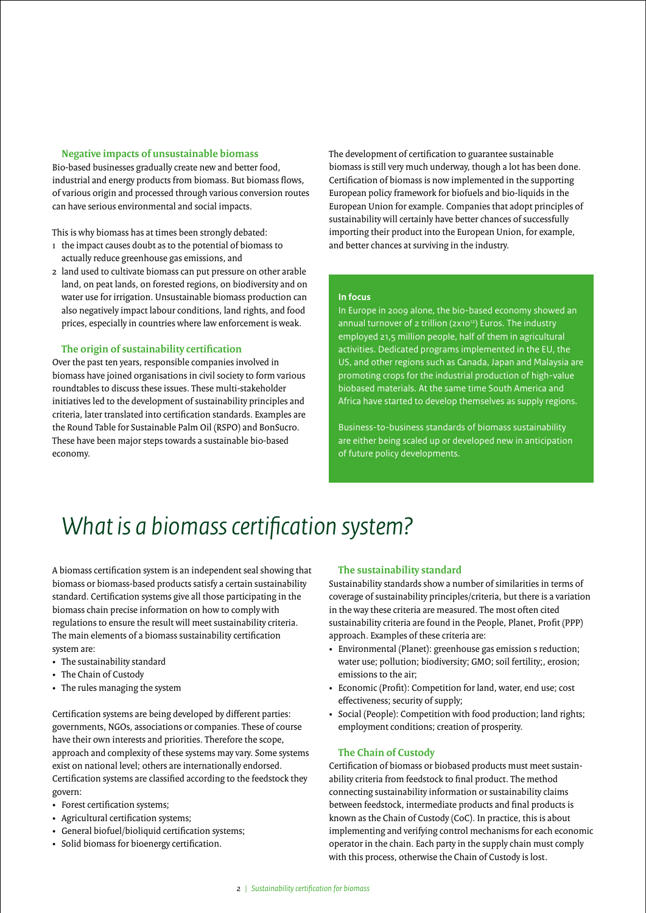### Negative impacts of unsustainable biomass

Bio-based businesses gradually create new and better food, industrial and energy products from biomass. But biomass flows, of various origin and processed through various conversion routes can have serious environmental and social impacts.

This is why biomass has at times been strongly debated:

1. the impact causes doubt as to the potential of biomass to actually reduce greenhouse gas emissions, and
2. land used to cultivate biomass can put pressure on other arable land, on peat lands, on forested regions, on biodiversity and on water use for irrigation. Unsustainable biomass production can also negatively impact labour conditions, land rights, and food prices, especially in countries where law enforcement is weak.

### The origin of sustainability certification

Over the past ten years, responsible companies involved in biomass have joined organisations in civil society to form various roundtables to discuss these issues. These multi-stakeholder initiatives led to the development of sustainability principles and criteria, later translated into certification standards. Examples are the Round Table for Sustainable Palm Oil (RSPO) and BonSucro. These have been major steps towards a sustainable bio-based economy.

The development of certification to guarantee sustainable biomass is still very much underway, though a lot has been done. Certification of biomass is now implemented in the supporting European policy framework for biofuels and bio-liquids in the European Union for example. Companies that adopt principles of sustainability will certainly have better chances of successfully importing their product into the European Union, for example, and better chances at surviving in the industry.

**In focus**

In Europe in 2009 alone, the bio-based economy showed an annual turnover of 2 trillion ($2 \times 10^{12}$) Euros. The industry employed 21,5 million people, half of them in agricultural activities. Dedicated programs implemented in the EU, the US, and other regions such as Canada, Japan and Malaysia are promoting crops for the industrial production of high-value biobased materials. At the same time South America and Africa have started to develop themselves as supply regions.

Business-to-business standards of biomass sustainability are either being scaled up or developed new in anticipation of future policy developments.

# What is a biomass certification system?

A biomass certification system is an independent seal showing that biomass or biomass-based products satisfy a certain sustainability standard. Certification systems give all those participating in the biomass chain precise information on how to comply with regulations to ensure the result will meet sustainability criteria. The main elements of a biomass sustainability certification system are:

- The sustainability standard
- The Chain of Custody
- The rules managing the system

Certification systems are being developed by different parties: governments, NGOs, associations or companies. These of course have their own interests and priorities. Therefore the scope, approach and complexity of these systems may vary. Some systems exist on national level; others are internationally endorsed. Certification systems are classified according to the feedstock they govern:

- Forest certification systems;
- Agricultural certification systems;
- General biofuel/bioliquid certification systems;
- Solid biomass for bioenergy certification.

### The sustainability standard

Sustainability standards show a number of similarities in terms of coverage of sustainability principles/criteria, but there is a variation in the way these criteria are measured. The most often cited sustainability criteria are found in the People, Planet, Profit (PPP) approach. Examples of these criteria are:

- Environmental (Planet): greenhouse gas emission s reduction; water use; pollution; biodiversity; GMO; soil fertility;, erosion; emissions to the air;
- Economic (Profit): Competition for land, water, end use; cost effectiveness; security of supply;
- Social (People): Competition with food production; land rights; employment conditions; creation of prosperity.

### The Chain of Custody

Certification of biomass or biobased products must meet sustainability criteria from feedstock to final product. The method connecting sustainability information or sustainability claims between feedstock, intermediate products and final products is known as the Chain of Custody (CoC). In practice, this is about implementing and verifying control mechanisms for each economic operator in the chain. Each party in the supply chain must comply with this process, otherwise the Chain of Custody is lost.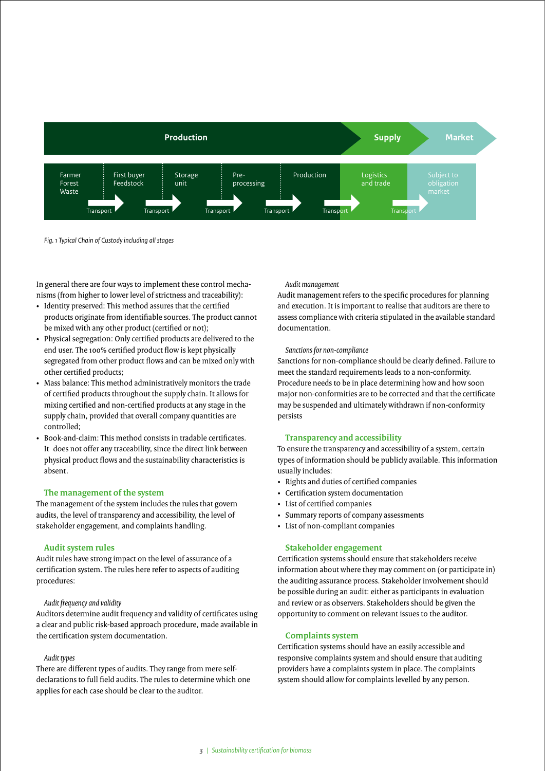Fig. 1 Typical Chain of Custody including all stages

In general there are four ways to implement these control mechanisms (from higher to lower level of strictness and traceability):

- Identity preserved: This method assures that the certified products originate from identifiable sources. The product cannot be mixed with any other product (certified or not);
- Physical segregation: Only certified products are delivered to the end user. The 100% certified product flow is kept physically segregated from other product flows and can be mixed only with other certified products;
- Mass balance: This method administratively monitors the trade of certified products throughout the supply chain. It allows for mixing certified and non-certified products at any stage in the supply chain, provided that overall company quantities are controlled;
- Book-and-claim: This method consists in tradable certificates. It does not offer any traceability, since the direct link between physical product flows and the sustainability characteristics is absent.

## The management of the system

The management of the system includes the rules that govern audits, the level of transparency and accessibility, the level of stakeholder engagement, and complaints handling.

### Audit system rules

Audit rules have strong impact on the level of assurance of a certification system. The rules here refer to aspects of auditing procedures:

*Audit frequency and validity*

Auditors determine audit frequency and validity of certificates using a clear and public risk-based approach procedure, made available in the certification system documentation.

*Audit types*

There are different types of audits. They range from mere self-declarations to full field audits. The rules to determine which one applies for each case should be clear to the auditor.

*Audit management*

Audit management refers to the specific procedures for planning and execution. It is important to realise that auditors are there to assess compliance with criteria stipulated in the available standard documentation.

*Sanctions for non-compliance*

Sanctions for non-compliance should be clearly defined. Failure to meet the standard requirements leads to a non-conformity. Procedure needs to be in place determining how and how soon major non-conformities are to be corrected and that the certificate may be suspended and ultimately withdrawn if non-conformity persists

### Transparency and accessibility

To ensure the transparency and accessibility of a system, certain types of information should be publicly available. This information usually includes:

- Rights and duties of certified companies
- Certification system documentation
- List of certified companies
- Summary reports of company assessments
- List of non-compliant companies

### Stakeholder engagement

Certification systems should ensure that stakeholders receive information about where they may comment on (or participate in) the auditing assurance process. Stakeholder involvement should be possible during an audit: either as participants in evaluation and review or as observers. Stakeholders should be given the opportunity to comment on relevant issues to the auditor.

### Complaints system

Certification systems should have an easily accessible and responsive complaints system and should ensure that auditing providers have a complaints system in place. The complaints system should allow for complaints levelled by any person.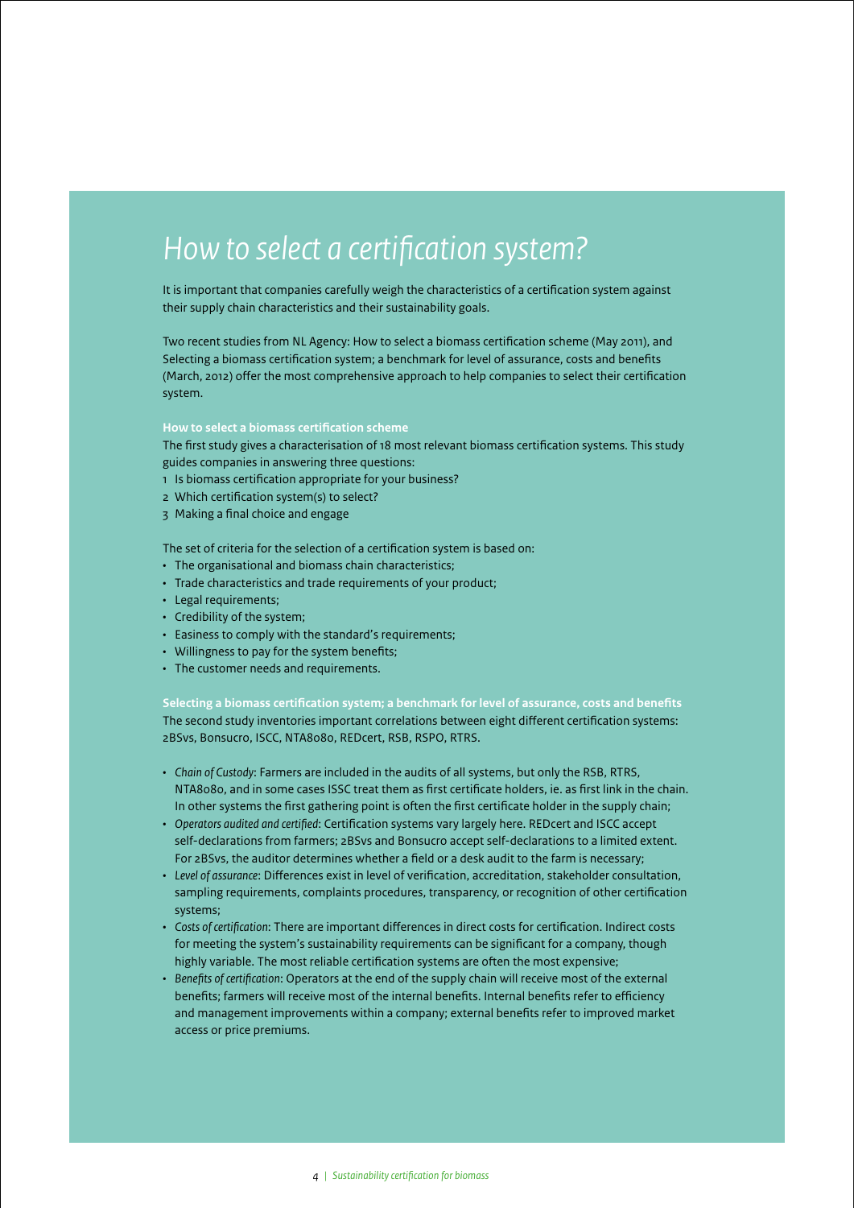# *How to select a certification system?*

It is important that companies carefully weigh the characteristics of a certification system against their supply chain characteristics and their sustainability goals.

Two recent studies from NL Agency: How to select a biomass certification scheme (May 2011), and Selecting a biomass certification system; a benchmark for level of assurance, costs and benefits (March, 2012) offer the most comprehensive approach to help companies to select their certification system.

### How to select a biomass certification scheme

The first study gives a characterisation of 18 most relevant biomass certification systems. This study guides companies in answering three questions:

1. Is biomass certification appropriate for your business?
2. Which certification system(s) to select?
3. Making a final choice and engage

The set of criteria for the selection of a certification system is based on:

- The organisational and biomass chain characteristics;
- Trade characteristics and trade requirements of your product;
- Legal requirements;
- Credibility of the system;
- Easiness to comply with the standard's requirements;
- Willingness to pay for the system benefits;
- The customer needs and requirements.

### Selecting a biomass certification system; a benchmark for level of assurance, costs and benefits

The second study inventories important correlations between eight different certification systems: 2BSvs, Bonsucro, ISCC, NTA8080, REDcert, RSB, RSPO, RTRS.

- *Chain of Custody*: Farmers are included in the audits of all systems, but only the RSB, RTRS, NTA8080, and in some cases ISSC treat them as first certificate holders, ie. as first link in the chain. In other systems the first gathering point is often the first certificate holder in the supply chain;
- *Operators audited and certified*: Certification systems vary largely here. REDcert and ISCC accept self-declarations from farmers; 2BSvs and Bonsucro accept self-declarations to a limited extent. For 2BSvs, the auditor determines whether a field or a desk audit to the farm is necessary;
- *Level of assurance*: Differences exist in level of verification, accreditation, stakeholder consultation, sampling requirements, complaints procedures, transparency, or recognition of other certification systems;
- *Costs of certification*: There are important differences in direct costs for certification. Indirect costs for meeting the system's sustainability requirements can be significant for a company, though highly variable. The most reliable certification systems are often the most expensive;
- *Benefits of certification*: Operators at the end of the supply chain will receive most of the external benefits; farmers will receive most of the internal benefits. Internal benefits refer to efficiency and management improvements within a company; external benefits refer to improved market access or price premiums.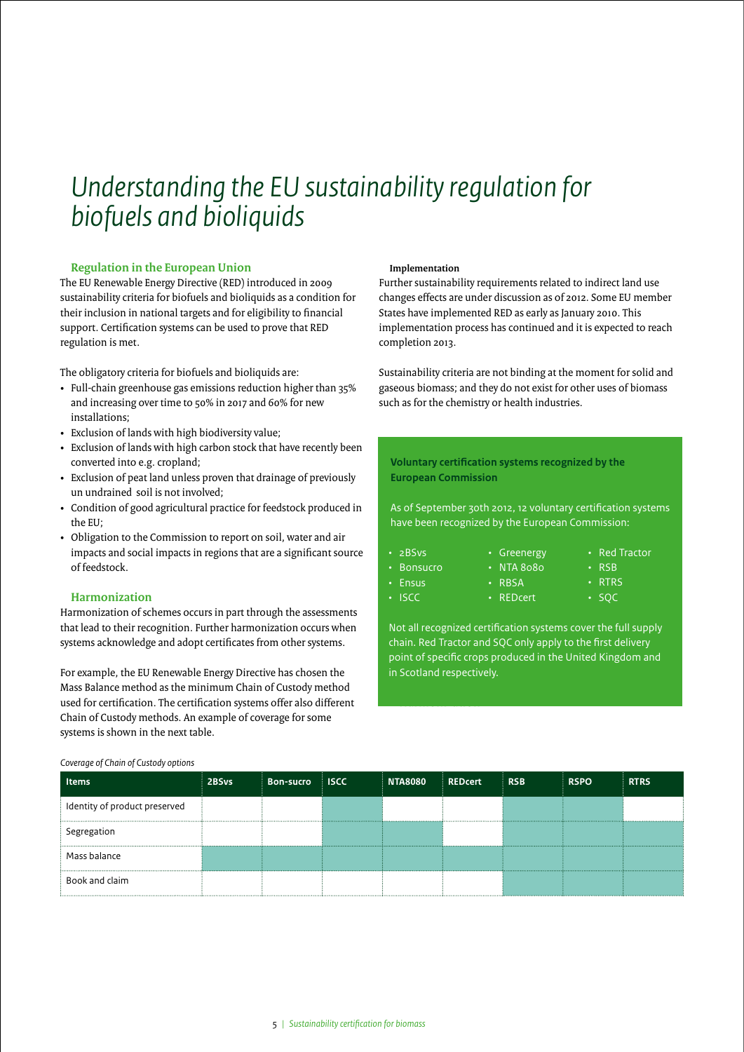# Understanding the EU sustainability regulation for biofuels and bioliquids

## Regulation in the European Union

The EU Renewable Energy Directive (RED) introduced in 2009 sustainability criteria for biofuels and bioliquids as a condition for their inclusion in national targets and for eligibility to financial support. Certification systems can be used to prove that RED regulation is met.

The obligatory criteria for biofuels and bioliquids are:

- Full-chain greenhouse gas emissions reduction higher than 35% and increasing over time to 50% in 2017 and 60% for new installations;
- Exclusion of lands with high biodiversity value;
- Exclusion of lands with high carbon stock that have recently been converted into e.g. cropland;
- Exclusion of peat land unless proven that drainage of previously un undrained soil is not involved;
- Condition of good agricultural practice for feedstock produced in the EU;
- Obligation to the Commission to report on soil, water and air impacts and social impacts in regions that are a significant source of feedstock.

## Harmonization

Harmonization of schemes occurs in part through the assessments that lead to their recognition. Further harmonization occurs when systems acknowledge and adopt certificates from other systems.

For example, the EU Renewable Energy Directive has chosen the Mass Balance method as the minimum Chain of Custody method used for certification. The certification systems offer also different Chain of Custody methods. An example of coverage for some systems is shown in the next table.

### Implementation

Further sustainability requirements related to indirect land use changes effects are under discussion as of 2012. Some EU member States have implemented RED as early as January 2010. This implementation process has continued and it is expected to reach completion 2013.

Sustainability criteria are not binding at the moment for solid and gaseous biomass; and they do not exist for other uses of biomass such as for the chemistry or health industries.

**Voluntary certification systems recognized by the European Commission**

As of September 30th 2012, 12 voluntary certification systems have been recognized by the European Commission:

- 2BSvs
- Bonsucro
- Ensus
- ISCC
- Greenergy
- NTA 8080
- RBSA
- REDcert
- Red Tractor
- RSB
- RTRS
- SQC

Not all recognized certification systems cover the full supply chain. Red Tractor and SQC only apply to the first delivery point of specific crops produced in the United Kingdom and in Scotland respectively.

*Coverage of Chain of Custody options*

| Items | 2BSvs | Bon-sucro | ISCC | NTA8080 | REDcert | RSB | RSPO | RTRS |
|---|---|---|---|---|---|---|---|---|
| Identity of product preserved | | | ✓ | | | ✓ | ✓ | |
| Segregation | | | ✓ | ✓ | | ✓ | ✓ | ✓ |
| Mass balance | ✓ | ✓ | ✓ | ✓ | ✓ | ✓ | ✓ | ✓ |
| Book and claim | | | | | | ✓ | ✓ | ✓ |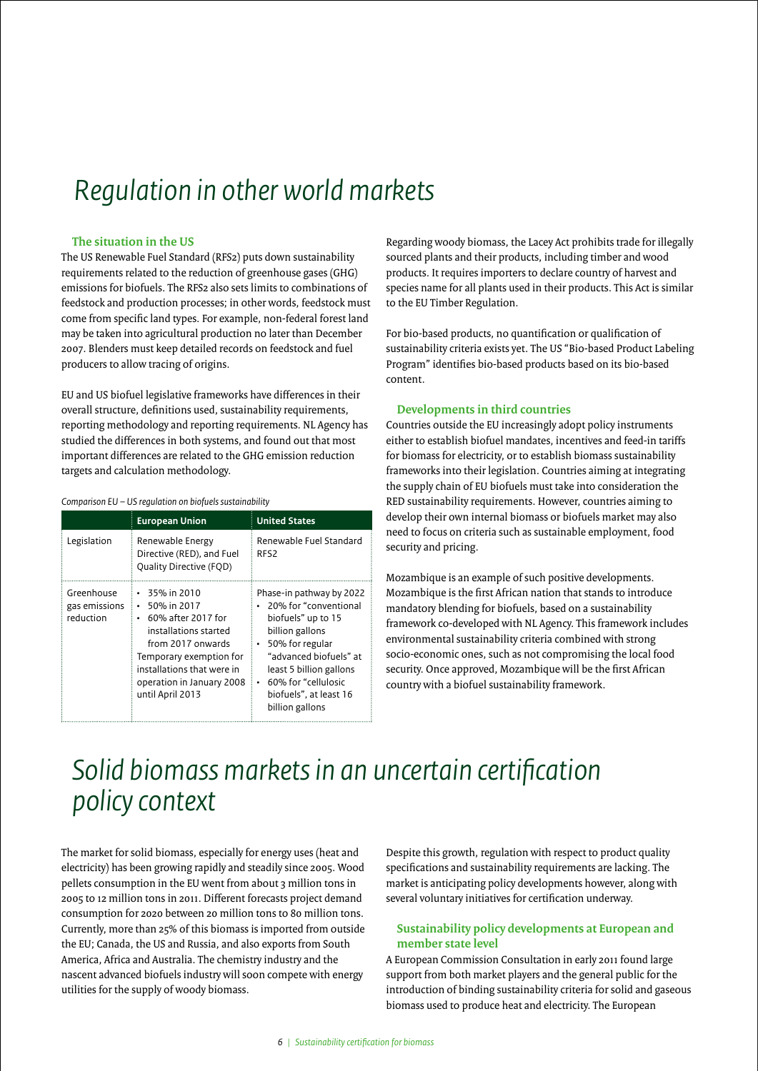# Regulation in other world markets

### The situation in the US

The US Renewable Fuel Standard (RFS2) puts down sustainability requirements related to the reduction of greenhouse gases (GHG) emissions for biofuels. The RFS2 also sets limits to combinations of feedstock and production processes; in other words, feedstock must come from specific land types. For example, non-federal forest land may be taken into agricultural production no later than December 2007. Blenders must keep detailed records on feedstock and fuel producers to allow tracing of origins.

EU and US biofuel legislative frameworks have differences in their overall structure, definitions used, sustainability requirements, reporting methodology and reporting requirements. NL Agency has studied the differences in both systems, and found out that most important differences are related to the GHG emission reduction targets and calculation methodology.

*Comparison EU – US regulation on biofuels sustainability*

| | European Union | United States |
|---|---|---|
| Legislation | Renewable Energy Directive (RED), and Fuel Quality Directive (FQD) | Renewable Fuel Standard RFS2 |
| Greenhouse gas emissions reduction | • 35% in 2010<br>• 50% in 2017<br>• 60% after 2017 for installations started from 2017 onwards<br>Temporary exemption for installations that were in operation in January 2008 until April 2013 | Phase-in pathway by 2022<br>• 20% for "conventional biofuels" up to 15 billion gallons<br>• 50% for regular "advanced biofuels" at least 5 billion gallons<br>• 60% for "cellulosic biofuels", at least 16 billion gallons |

Regarding woody biomass, the Lacey Act prohibits trade for illegally sourced plants and their products, including timber and wood products. It requires importers to declare country of harvest and species name for all plants used in their products. This Act is similar to the EU Timber Regulation.

For bio-based products, no quantification or qualification of sustainability criteria exists yet. The US "Bio-based Product Labeling Program" identifies bio-based products based on its bio-based content.

### Developments in third countries

Countries outside the EU increasingly adopt policy instruments either to establish biofuel mandates, incentives and feed-in tariffs for biomass for electricity, or to establish biomass sustainability frameworks into their legislation. Countries aiming at integrating the supply chain of EU biofuels must take into consideration the RED sustainability requirements. However, countries aiming to develop their own internal biomass or biofuels market may also need to focus on criteria such as sustainable employment, food security and pricing.

Mozambique is an example of such positive developments. Mozambique is the first African nation that stands to introduce mandatory blending for biofuels, based on a sustainability framework co-developed with NL Agency. This framework includes environmental sustainability criteria combined with strong socio-economic ones, such as not compromising the local food security. Once approved, Mozambique will be the first African country with a biofuel sustainability framework.

# Solid biomass markets in an uncertain certification policy context

The market for solid biomass, especially for energy uses (heat and electricity) has been growing rapidly and steadily since 2005. Wood pellets consumption in the EU went from about 3 million tons in 2005 to 12 million tons in 2011. Different forecasts project demand consumption for 2020 between 20 million tons to 80 million tons. Currently, more than 25% of this biomass is imported from outside the EU; Canada, the US and Russia, and also exports from South America, Africa and Australia. The chemistry industry and the nascent advanced biofuels industry will soon compete with energy utilities for the supply of woody biomass.

Despite this growth, regulation with respect to product quality specifications and sustainability requirements are lacking. The market is anticipating policy developments however, along with several voluntary initiatives for certification underway.

### Sustainability policy developments at European and member state level

A European Commission Consultation in early 2011 found large support from both market players and the general public for the introduction of binding sustainability criteria for solid and gaseous biomass used to produce heat and electricity. The European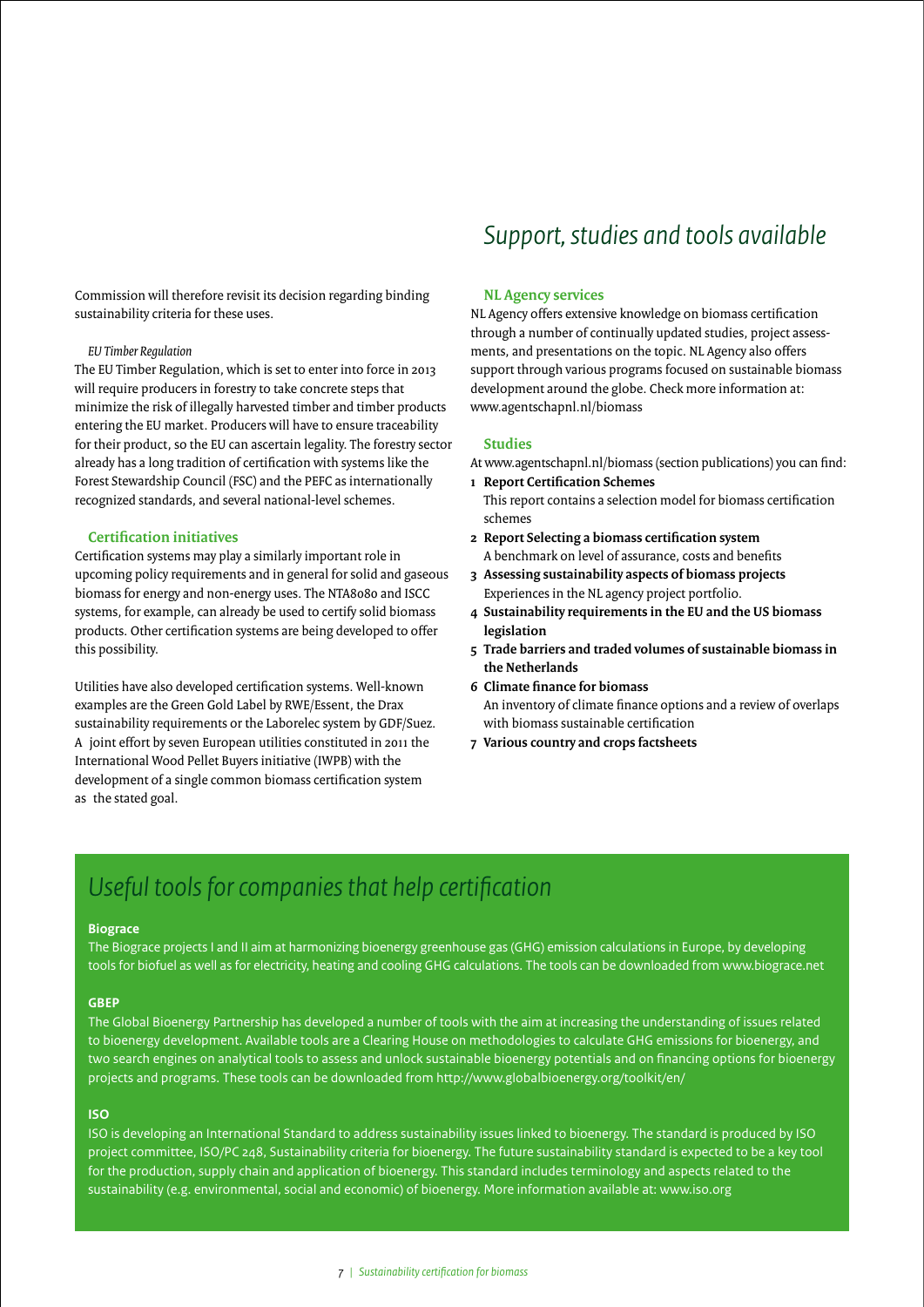Commission will therefore revisit its decision regarding binding sustainability criteria for these uses.

*EU Timber Regulation*

The EU Timber Regulation, which is set to enter into force in 2013 will require producers in forestry to take concrete steps that minimize the risk of illegally harvested timber and timber products entering the EU market. Producers will have to ensure traceability for their product, so the EU can ascertain legality. The forestry sector already has a long tradition of certification with systems like the Forest Stewardship Council (FSC) and the PEFC as internationally recognized standards, and several national-level schemes.

### Certification initiatives

Certification systems may play a similarly important role in upcoming policy requirements and in general for solid and gaseous biomass for energy and non-energy uses. The NTA8080 and ISCC systems, for example, can already be used to certify solid biomass products. Other certification systems are being developed to offer this possibility.

Utilities have also developed certification systems. Well-known examples are the Green Gold Label by RWE/Essent, the Drax sustainability requirements or the Laborelec system by GDF/Suez. A joint effort by seven European utilities constituted in 2011 the International Wood Pellet Buyers initiative (IWPB) with the development of a single common biomass certification system as the stated goal.

## *Support, studies and tools available*

### NL Agency services

NL Agency offers extensive knowledge on biomass certification through a number of continually updated studies, project assessments, and presentations on the topic. NL Agency also offers support through various programs focused on sustainable biomass development around the globe. Check more information at: www.agentschapnl.nl/biomass

### Studies

At www.agentschapnl.nl/biomass (section publications) you can find:

1. **Report Certification Schemes**
   This report contains a selection model for biomass certification schemes
2. **Report Selecting a biomass certification system**
   A benchmark on level of assurance, costs and benefits
3. **Assessing sustainability aspects of biomass projects**
   Experiences in the NL agency project portfolio.
4. **Sustainability requirements in the EU and the US biomass legislation**
5. **Trade barriers and traded volumes of sustainable biomass in the Netherlands**
6. **Climate finance for biomass**
   An inventory of climate finance options and a review of overlaps with biomass sustainable certification
7. **Various country and crops factsheets**

## *Useful tools for companies that help certification*

**Biograce**

The Biograce projects I and II aim at harmonizing bioenergy greenhouse gas (GHG) emission calculations in Europe, by developing tools for biofuel as well as for electricity, heating and cooling GHG calculations. The tools can be downloaded from www.biograce.net

**GBEP**

The Global Bioenergy Partnership has developed a number of tools with the aim at increasing the understanding of issues related to bioenergy development. Available tools are a Clearing House on methodologies to calculate GHG emissions for bioenergy, and two search engines on analytical tools to assess and unlock sustainable bioenergy potentials and on financing options for bioenergy projects and programs. These tools can be downloaded from http://www.globalbioenergy.org/toolkit/en/

**ISO**

ISO is developing an International Standard to address sustainability issues linked to bioenergy. The standard is produced by ISO project committee, ISO/PC 248, Sustainability criteria for bioenergy. The future sustainability standard is expected to be a key tool for the production, supply chain and application of bioenergy. This standard includes terminology and aspects related to the sustainability (e.g. environmental, social and economic) of bioenergy. More information available at: www.iso.org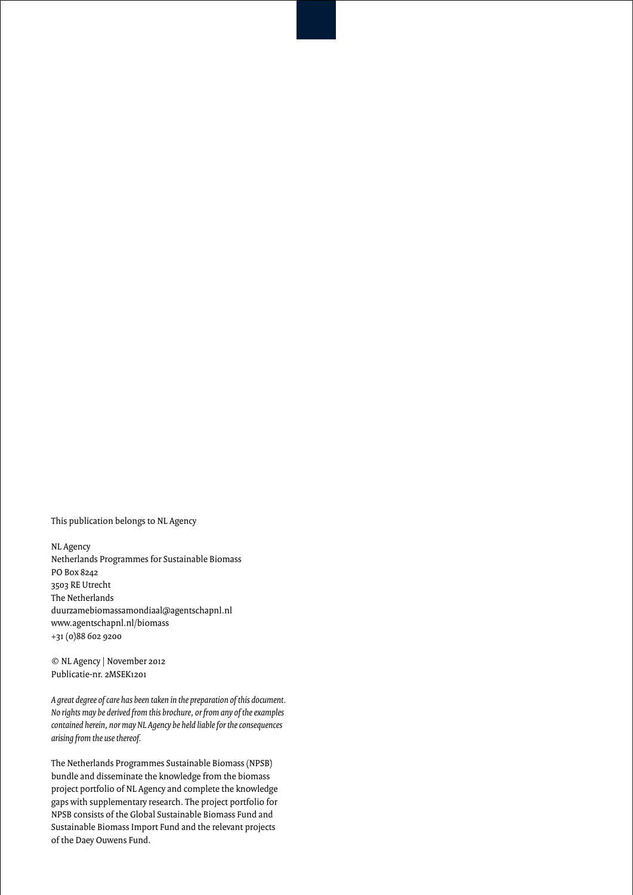This publication belongs to NL Agency

NL Agency
Netherlands Programmes for Sustainable Biomass
PO Box 8242
3503 RE Utrecht
The Netherlands
duurzamebiomassamondiaal@agentschapnl.nl
www.agentschapnl.nl/biomass
+31 (0)88 602 9200

© NL Agency | November 2012
Publicatie-nr. 2MSEK1201

*A great degree of care has been taken in the preparation of this document. No rights may be derived from this brochure, or from any of the examples contained herein, nor may NL Agency be held liable for the consequences arising from the use thereof.*

The Netherlands Programmes Sustainable Biomass (NPSB) bundle and disseminate the knowledge from the biomass project portfolio of NL Agency and complete the knowledge gaps with supplementary research. The project portfolio for NPSB consists of the Global Sustainable Biomass Fund and Sustainable Biomass Import Fund and the relevant projects of the Daey Ouwens Fund.